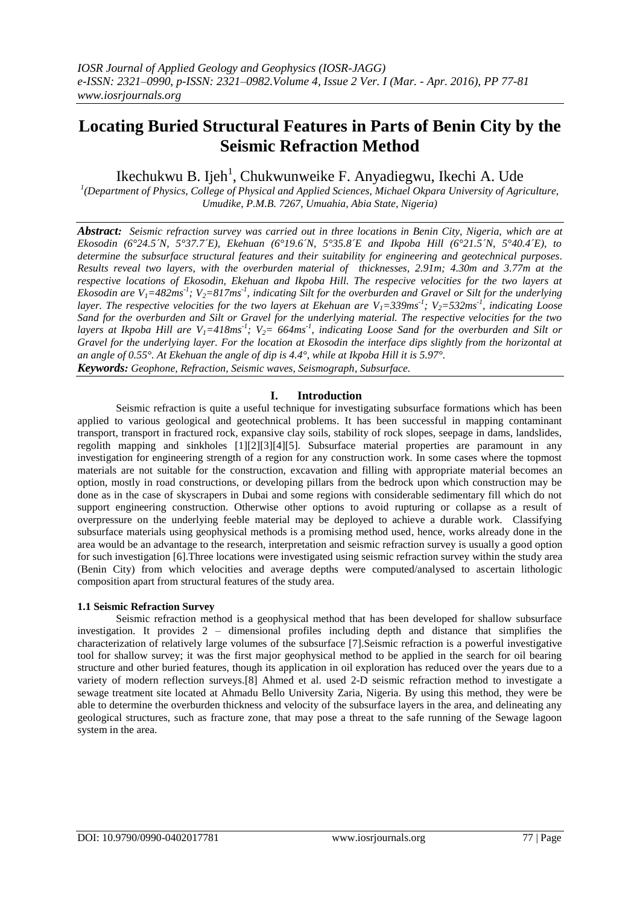# Locating Buried Structural Features in Parts of Benin City by the Seismic Refraction Method

Ikechukwu B. Ijeh[1], Chukwunweike F. Anyadiegwu, Ikechi A. Ude

[1](Department of Physics, College of Physical and Applied Sciences, Michael Okpara University of Agriculture, Umudike, P.M.B. 7267, Umuahia, Abia State, Nigeria)

***Abstract:*** *Seismic refraction survey was carried out in three locations in Benin City, Nigeria, which are at Ekosodin (6°24.5´N, 5°37.7´E), Ekehuan (6°19.6´N, 5°35.8´E and Ikpoba Hill (6°21.5´N, 5°40.4´E), to determine the subsurface structural features and their suitability for engineering and geotechnical purposes. Results reveal two layers, with the overburden material of thicknesses, 2.91m; 4.30m and 3.77m at the respective locations of Ekosodin, Ekehuan and Ikpoba Hill. The respecive velocities for the two layers at Ekosodin are $V_1=482ms^{-1}$; $V_2=817ms^{-1}$, indicating Silt for the overburden and Gravel or Silt for the underlying layer. The respective velocities for the two layers at Ekehuan are $V_1=339ms^{-1}$; $V_2=532ms^{-1}$, indicating Loose Sand for the overburden and Silt or Gravel for the underlying material. The respective velocities for the two layers at Ikpoba Hill are $V_1=418ms^{-1}$; $V_2= 664ms^{-1}$, indicating Loose Sand for the overburden and Silt or Gravel for the underlying layer. For the location at Ekosodin the interface dips slightly from the horizontal at an angle of 0.55°. At Ekehuan the angle of dip is 4.4°, while at Ikpoba Hill it is 5.97°.*

***Keywords:*** *Geophone, Refraction, Seismic waves, Seismograph, Subsurface.*

## I. Introduction

Seismic refraction is quite a useful technique for investigating subsurface formations which has been applied to various geological and geotechnical problems. It has been successful in mapping contaminant transport, transport in fractured rock, expansive clay soils, stability of rock slopes, seepage in dams, landslides, regolith mapping and sinkholes [1][2][3][4][5]. Subsurface material properties are paramount in any investigation for engineering strength of a region for any construction work. In some cases where the topmost materials are not suitable for the construction, excavation and filling with appropriate material becomes an option, mostly in road constructions, or developing pillars from the bedrock upon which construction may be done as in the case of skyscrapers in Dubai and some regions with considerable sedimentary fill which do not support engineering construction. Otherwise other options to avoid rupturing or collapse as a result of overpressure on the underlying feeble material may be deployed to achieve a durable work. Classifying subsurface materials using geophysical methods is a promising method used, hence, works already done in the area would be an advantage to the research, interpretation and seismic refraction survey is usually a good option for such investigation [6].Three locations were investigated using seismic refraction survey within the study area (Benin City) from which velocities and average depths were computed/analysed to ascertain lithologic composition apart from structural features of the study area.

### 1.1 Seismic Refraction Survey

Seismic refraction method is a geophysical method that has been developed for shallow subsurface investigation. It provides 2 – dimensional profiles including depth and distance that simplifies the characterization of relatively large volumes of the subsurface [7].Seismic refraction is a powerful investigative tool for shallow survey; it was the first major geophysical method to be applied in the search for oil bearing structure and other buried features, though its application in oil exploration has reduced over the years due to a variety of modern reflection surveys.[8] Ahmed et al. used 2-D seismic refraction method to investigate a sewage treatment site located at Ahmadu Bello University Zaria, Nigeria. By using this method, they were be able to determine the overburden thickness and velocity of the subsurface layers in the area, and delineating any geological structures, such as fracture zone, that may pose a threat to the safe running of the Sewage lagoon system in the area.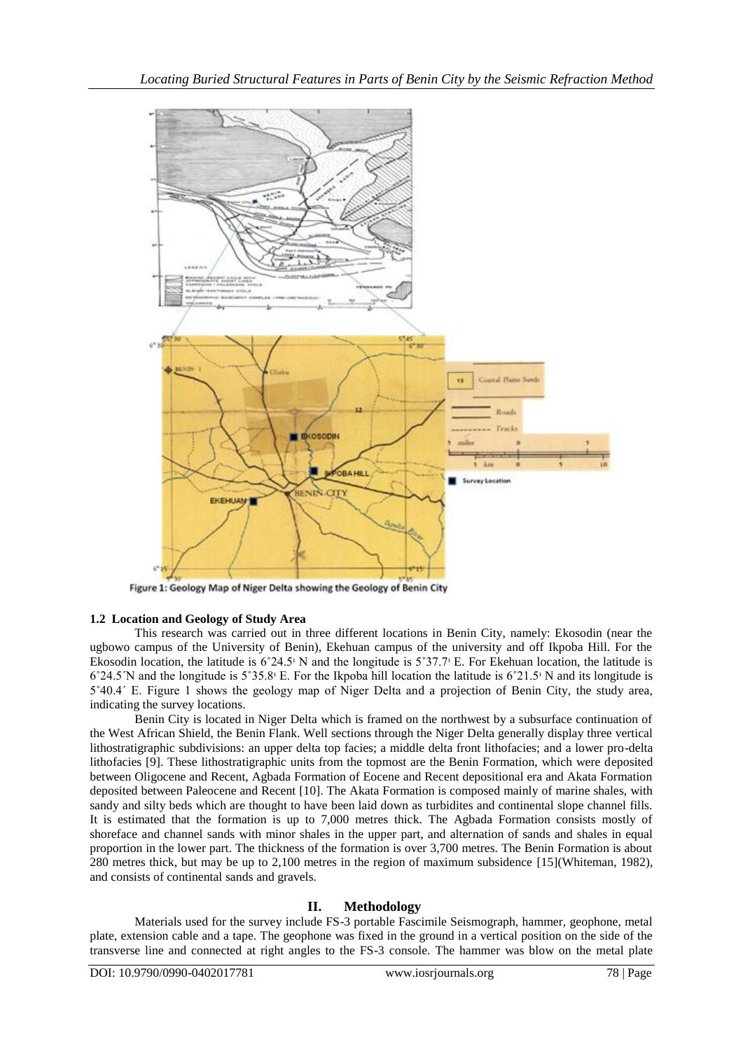Figure 1: Geology Map of Niger Delta showing the Geology of Benin City

### 1.2 Location and Geology of Study Area

This research was carried out in three different locations in Benin City, namely: Ekosodin (near the ugbowo campus of the University of Benin), Ekehuan campus of the university and off Ikpoba Hill. For the Ekosodin location, the latitude is 6˚24.5ᑊ N and the longitude is 5˚37.7ᑊ E. For Ekehuan location, the latitude is 6˚24.5´N and the longitude is 5˚35.8ᑊ E. For the Ikpoba hill location the latitude is 6˚21.5ᑊ N and its longitude is 5˚40.4´ E. Figure 1 shows the geology map of Niger Delta and a projection of Benin City, the study area, indicating the survey locations.

Benin City is located in Niger Delta which is framed on the northwest by a subsurface continuation of the West African Shield, the Benin Flank. Well sections through the Niger Delta generally display three vertical lithostratigraphic subdivisions: an upper delta top facies; a middle delta front lithofacies; and a lower pro-delta lithofacies [9]. These lithostratigraphic units from the topmost are the Benin Formation, which were deposited between Oligocene and Recent, Agbada Formation of Eocene and Recent depositional era and Akata Formation deposited between Paleocene and Recent [10]. The Akata Formation is composed mainly of marine shales, with sandy and silty beds which are thought to have been laid down as turbidites and continental slope channel fills. It is estimated that the formation is up to 7,000 metres thick. The Agbada Formation consists mostly of shoreface and channel sands with minor shales in the upper part, and alternation of sands and shales in equal proportion in the lower part. The thickness of the formation is over 3,700 metres. The Benin Formation is about 280 metres thick, but may be up to 2,100 metres in the region of maximum subsidence [15](Whiteman, 1982), and consists of continental sands and gravels.

## II. Methodology

Materials used for the survey include FS-3 portable Fascimile Seismograph, hammer, geophone, metal plate, extension cable and a tape. The geophone was fixed in the ground in a vertical position on the side of the transverse line and connected at right angles to the FS-3 console. The hammer was blow on the metal plate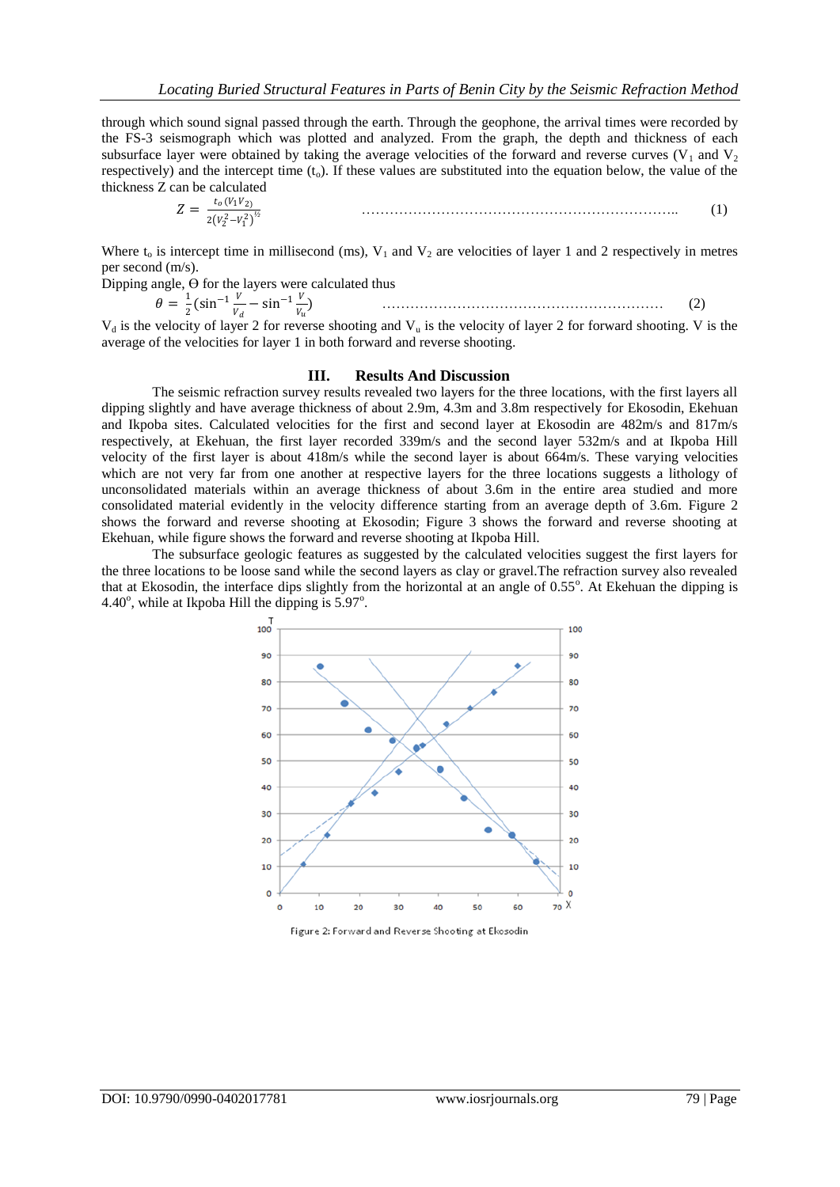through which sound signal passed through the earth. Through the geophone, the arrival times were recorded by the FS-3 seismograph which was plotted and analyzed. From the graph, the depth and thickness of each subsurface layer were obtained by taking the average velocities of the forward and reverse curves ($V_1$ and $V_2$ respectively) and the intercept time ($t_o$). If these values are substituted into the equation below, the value of the thickness Z can be calculated

$$Z = \frac{t_o\,(V_1 V_2)}{2(V_2^2 - V_1^2)^{1/2}} \qquad \text{(1)}$$

Where $t_o$ is intercept time in millisecond (ms), $V_1$ and $V_2$ are velocities of layer 1 and 2 respectively in metres per second (m/s).

Dipping angle, Θ for the layers were calculated thus

$$\theta = \frac{1}{2}\left(\sin^{-1}\frac{V}{V_d} - \sin^{-1}\frac{V}{V_u}\right) \qquad \text{(2)}$$

$V_d$ is the velocity of layer 2 for reverse shooting and $V_u$ is the velocity of layer 2 for forward shooting. V is the average of the velocities for layer 1 in both forward and reverse shooting.

## III. Results And Discussion

The seismic refraction survey results revealed two layers for the three locations, with the first layers all dipping slightly and have average thickness of about 2.9m, 4.3m and 3.8m respectively for Ekosodin, Ekehuan and Ikpoba sites. Calculated velocities for the first and second layer at Ekosodin are 482m/s and 817m/s respectively, at Ekehuan, the first layer recorded 339m/s and the second layer 532m/s and at Ikpoba Hill velocity of the first layer is about 418m/s while the second layer is about 664m/s. These varying velocities which are not very far from one another at respective layers for the three locations suggests a lithology of unconsolidated materials within an average thickness of about 3.6m in the entire area studied and more consolidated material evidently in the velocity difference starting from an average depth of 3.6m. Figure 2 shows the forward and reverse shooting at Ekosodin; Figure 3 shows the forward and reverse shooting at Ekehuan, while figure shows the forward and reverse shooting at Ikpoba Hill.

The subsurface geologic features as suggested by the calculated velocities suggest the first layers for the three locations to be loose sand while the second layers as clay or gravel.The refraction survey also revealed that at Ekosodin, the interface dips slightly from the horizontal at an angle of 0.55°. At Ekehuan the dipping is 4.40°, while at Ikpoba Hill the dipping is 5.97°.

T

100 90 80 70 60 50 40 30 20 10 0

0 10 20 30 40 50 60 70 X

Figure 2: Forward and Reverse Shooting at Ekosodin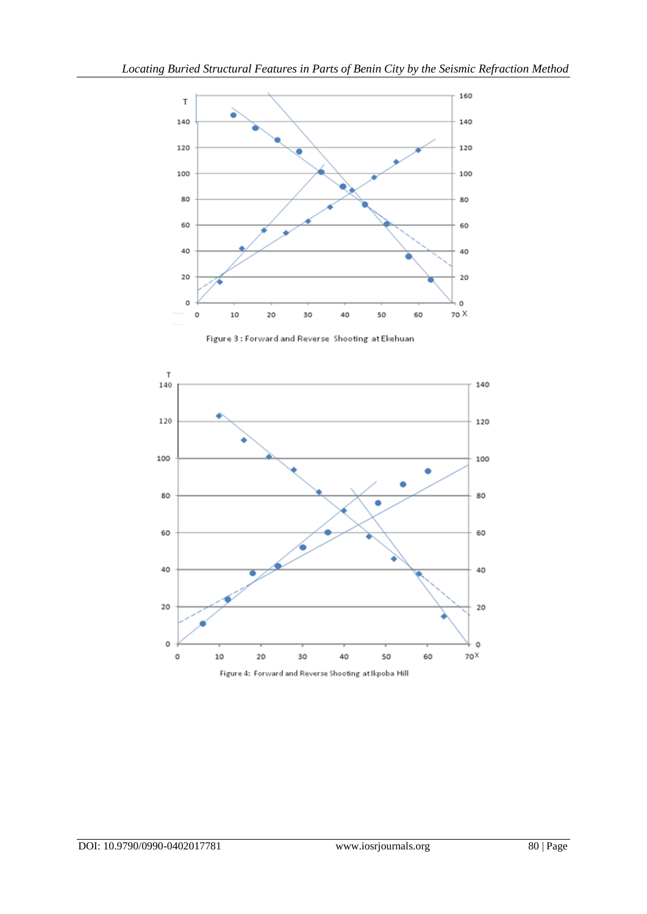T

140

120

100

80

60

40

20

0

160

140

120

100

80

60

40

20

0

0 10 20 30 40 50 60 70 X

Figure 3 : Forward and Reverse Shooting at Ekehuan

T

140

120

100

80

60

40

20

0

140

120

100

80

60

40

20

0

0 10 20 30 40 50 60 70X

Figure 4: Forward and Reverse Shooting at Ikpoba Hill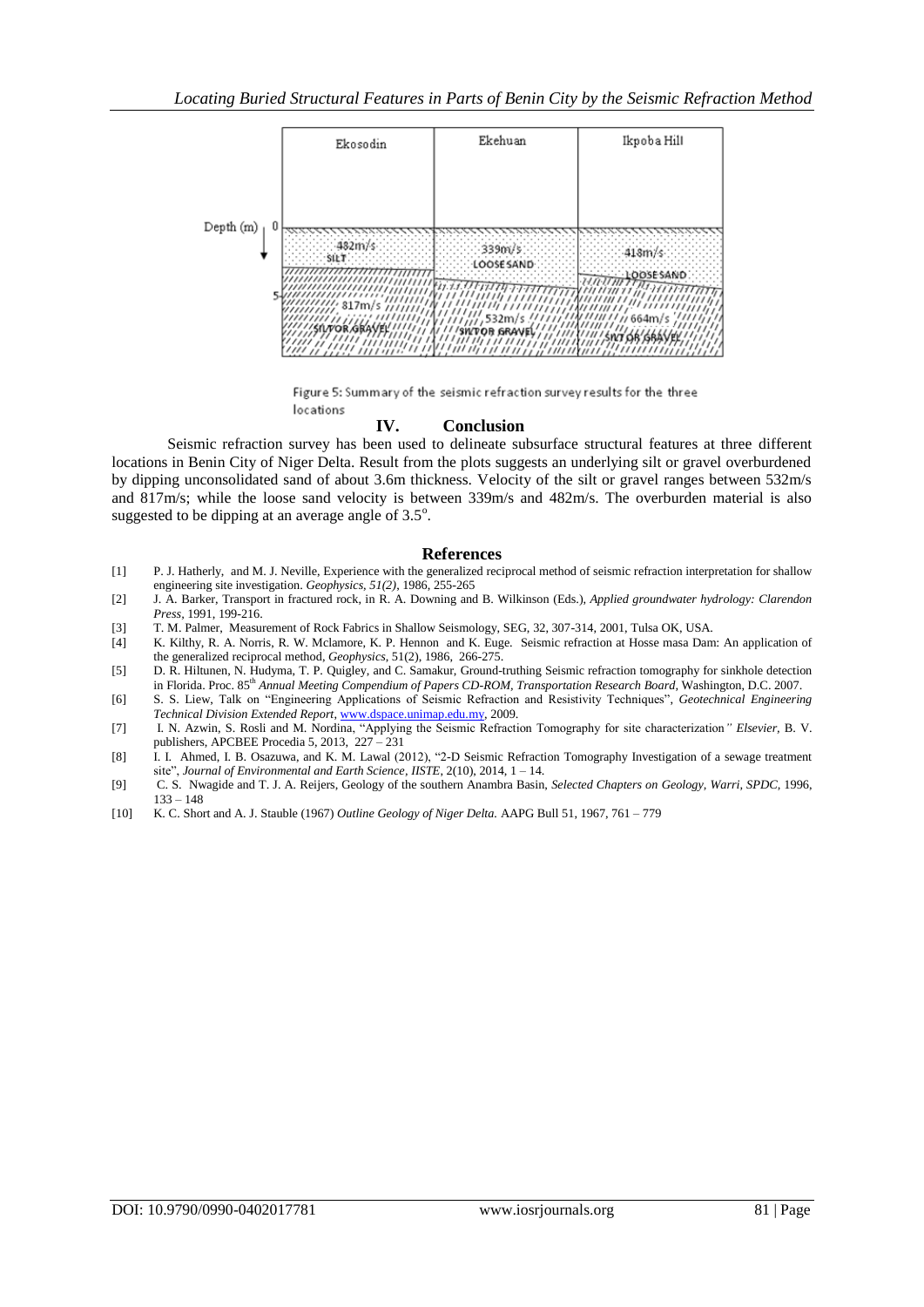Ekosodin

Ekehuan

Ikpoba Hill

Depth (m)

0

5

482m/s

SILT

339m/s

LOOSE SAND

418m/s

LOOSE SAND

817m/s

SILT OR GRAVEL

532m/s

SILT OR GRAVEL

664m/s

SILT OR GRAVEL

Figure 5: Summary of the seismic refraction survey results for the three locations

## IV. Conclusion

Seismic refraction survey has been used to delineate subsurface structural features at three different locations in Benin City of Niger Delta. Result from the plots suggests an underlying silt or gravel overburdened by dipping unconsolidated sand of about 3.6m thickness. Velocity of the silt or gravel ranges between 532m/s and 817m/s; while the loose sand velocity is between 339m/s and 482m/s. The overburden material is also suggested to be dipping at an average angle of $3.5^{o}$.

## References

[1] P. J. Hatherly, and M. J. Neville, Experience with the generalized reciprocal method of seismic refraction interpretation for shallow engineering site investigation. *Geophysics, 51(2)*, 1986, 255-265

[2] J. A. Barker, Transport in fractured rock, in R. A. Downing and B. Wilkinson (Eds.), *Applied groundwater hydrology: Clarendon Press*, 1991, 199-216.

[3] T. M. Palmer, Measurement of Rock Fabrics in Shallow Seismology, SEG, 32, 307-314, 2001, Tulsa OK, USA.

[4] K. Kilthy, R. A. Norris, R. W. Mclamore, K. P. Hennon and K. Euge. Seismic refraction at Hosse masa Dam: An application of the generalized reciprocal method, *Geophysics*, 51(2), 1986, 266-275.

[5] D. R. Hiltunen, N. Hudyma, T. P. Quigley, and C. Samakur, Ground-truthing Seismic refraction tomography for sinkhole detection in Florida. Proc. 85th *Annual Meeting Compendium of Papers CD-ROM, Transportation Research Board*, Washington, D.C. 2007.

[6] S. S. Liew, Talk on "Engineering Applications of Seismic Refraction and Resistivity Techniques", *Geotechnical Engineering Technical Division Extended Report*, www.dspace.unimap.edu.my, 2009.

[7] I. N. Azwin, S. Rosli and M. Nordina, "Applying the Seismic Refraction Tomography for site characterization*" Elsevier*, B. V. publishers, APCBEE Procedia 5, 2013, 227 – 231

[8] I. I. Ahmed, I. B. Osazuwa, and K. M. Lawal (2012), "2-D Seismic Refraction Tomography Investigation of a sewage treatment site", *Journal of Environmental and Earth Science, IISTE*, 2(10), 2014, 1 – 14.

[9] C. S. Nwagide and T. J. A. Reijers, Geology of the southern Anambra Basin, *Selected Chapters on Geology, Warri, SPDC*, 1996, 133 – 148

[10] K. C. Short and A. J. Stauble (1967) *Outline Geology of Niger Delta.* AAPG Bull 51, 1967, 761 – 779